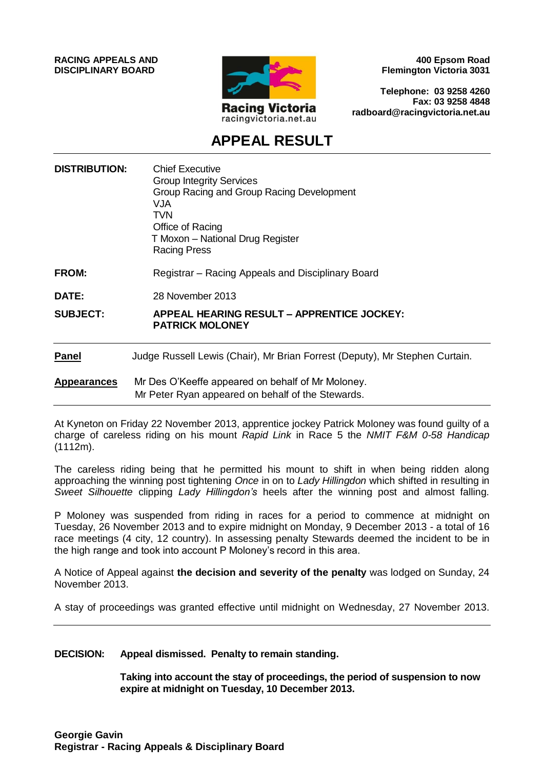**RACING APPEALS AND DISCIPLINARY BOARD**

Racing Victoria
racingvictoria.net.au

**400 Epsom Road**
**Flemington Victoria 3031**

**Telephone: 03 9258 4260**
**Fax: 03 9258 4848**
**radboard@racingvictoria.net.au**

# APPEAL RESULT

**DISTRIBUTION:** Chief Executive
Group Integrity Services
Group Racing and Group Racing Development
VJA
TVN
Office of Racing
T Moxon – National Drug Register
Racing Press

**FROM:** Registrar – Racing Appeals and Disciplinary Board

**DATE:** 28 November 2013

**SUBJECT:** **APPEAL HEARING RESULT – APPRENTICE JOCKEY: PATRICK MOLONEY**

---

**Panel** Judge Russell Lewis (Chair), Mr Brian Forrest (Deputy), Mr Stephen Curtain.

**Appearances** Mr Des O'Keeffe appeared on behalf of Mr Moloney.
Mr Peter Ryan appeared on behalf of the Stewards.

---

At Kyneton on Friday 22 November 2013, apprentice jockey Patrick Moloney was found guilty of a charge of careless riding on his mount *Rapid Link* in Race 5 the *NMIT F&M 0-58 Handicap* (1112m).

The careless riding being that he permitted his mount to shift in when being ridden along approaching the winning post tightening *Once* in on to *Lady Hillingdon* which shifted in resulting in *Sweet Silhouette* clipping *Lady Hillingdon's* heels after the winning post and almost falling.

P Moloney was suspended from riding in races for a period to commence at midnight on Tuesday, 26 November 2013 and to expire midnight on Monday, 9 December 2013 - a total of 16 race meetings (4 city, 12 country). In assessing penalty Stewards deemed the incident to be in the high range and took into account P Moloney's record in this area.

A Notice of Appeal against **the decision and severity of the penalty** was lodged on Sunday, 24 November 2013.

A stay of proceedings was granted effective until midnight on Wednesday, 27 November 2013.

---

**DECISION:** **Appeal dismissed. Penalty to remain standing.**

**Taking into account the stay of proceedings, the period of suspension to now expire at midnight on Tuesday, 10 December 2013.**

**Georgie Gavin**
**Registrar - Racing Appeals & Disciplinary Board**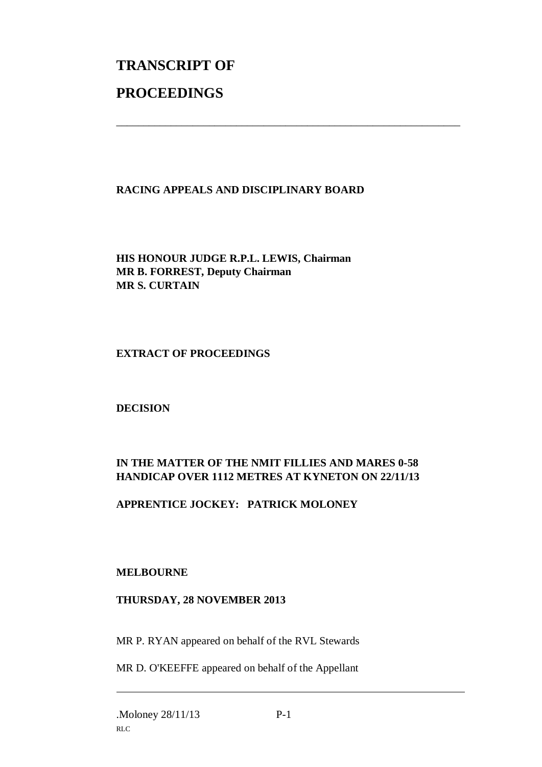# TRANSCRIPT OF

# PROCEEDINGS

---

**RACING APPEALS AND DISCIPLINARY BOARD**

**HIS HONOUR JUDGE R.P.L. LEWIS, Chairman**
**MR B. FORREST, Deputy Chairman**
**MR S. CURTAIN**

**EXTRACT OF PROCEEDINGS**

**DECISION**

**IN THE MATTER OF THE NMIT FILLIES AND MARES 0-58 HANDICAP OVER 1112 METRES AT KYNETON ON 22/11/13**

**APPRENTICE JOCKEY: PATRICK MOLONEY**

**MELBOURNE**

**THURSDAY, 28 NOVEMBER 2013**

MR P. RYAN appeared on behalf of the RVL Stewards

MR D. O'KEEFFE appeared on behalf of the Appellant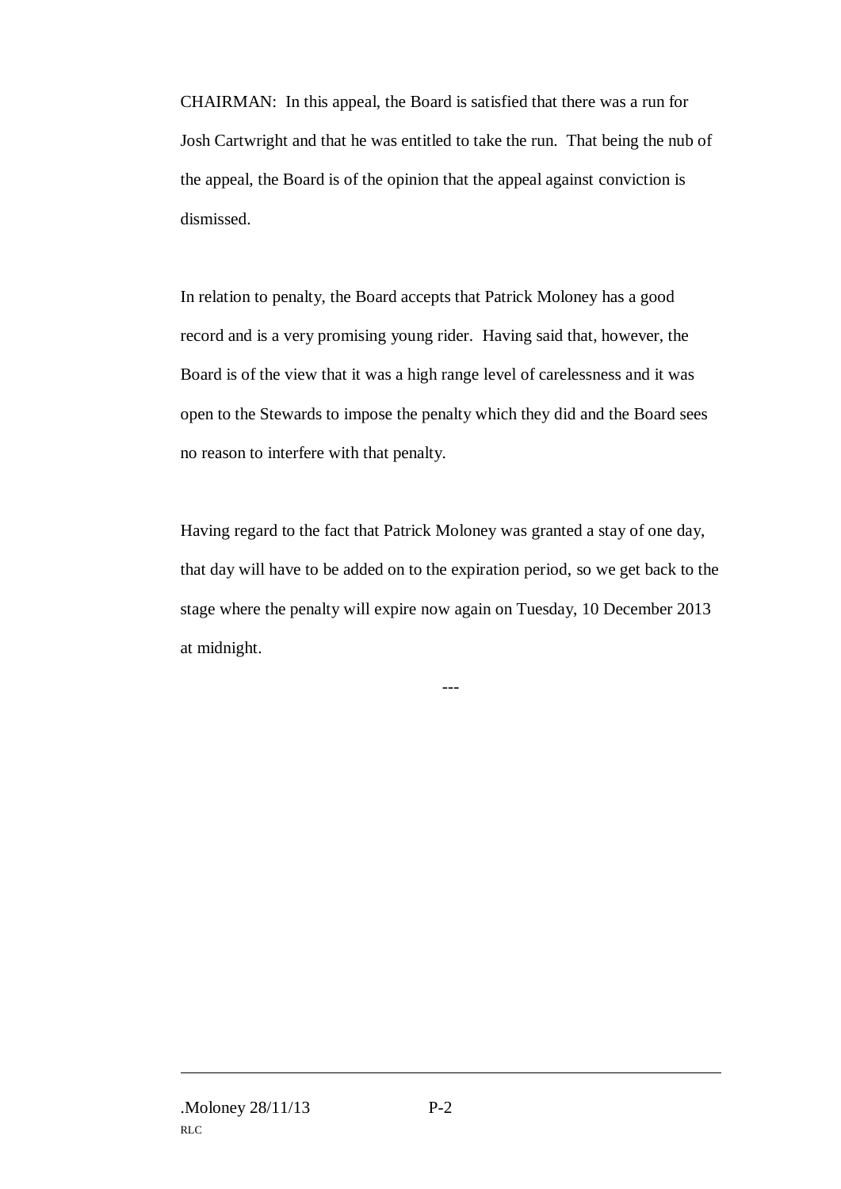CHAIRMAN: In this appeal, the Board is satisfied that there was a run for Josh Cartwright and that he was entitled to take the run. That being the nub of the appeal, the Board is of the opinion that the appeal against conviction is dismissed.

In relation to penalty, the Board accepts that Patrick Moloney has a good record and is a very promising young rider. Having said that, however, the Board is of the view that it was a high range level of carelessness and it was open to the Stewards to impose the penalty which they did and the Board sees no reason to interfere with that penalty.

Having regard to the fact that Patrick Moloney was granted a stay of one day, that day will have to be added on to the expiration period, so we get back to the stage where the penalty will expire now again on Tuesday, 10 December 2013 at midnight.

---